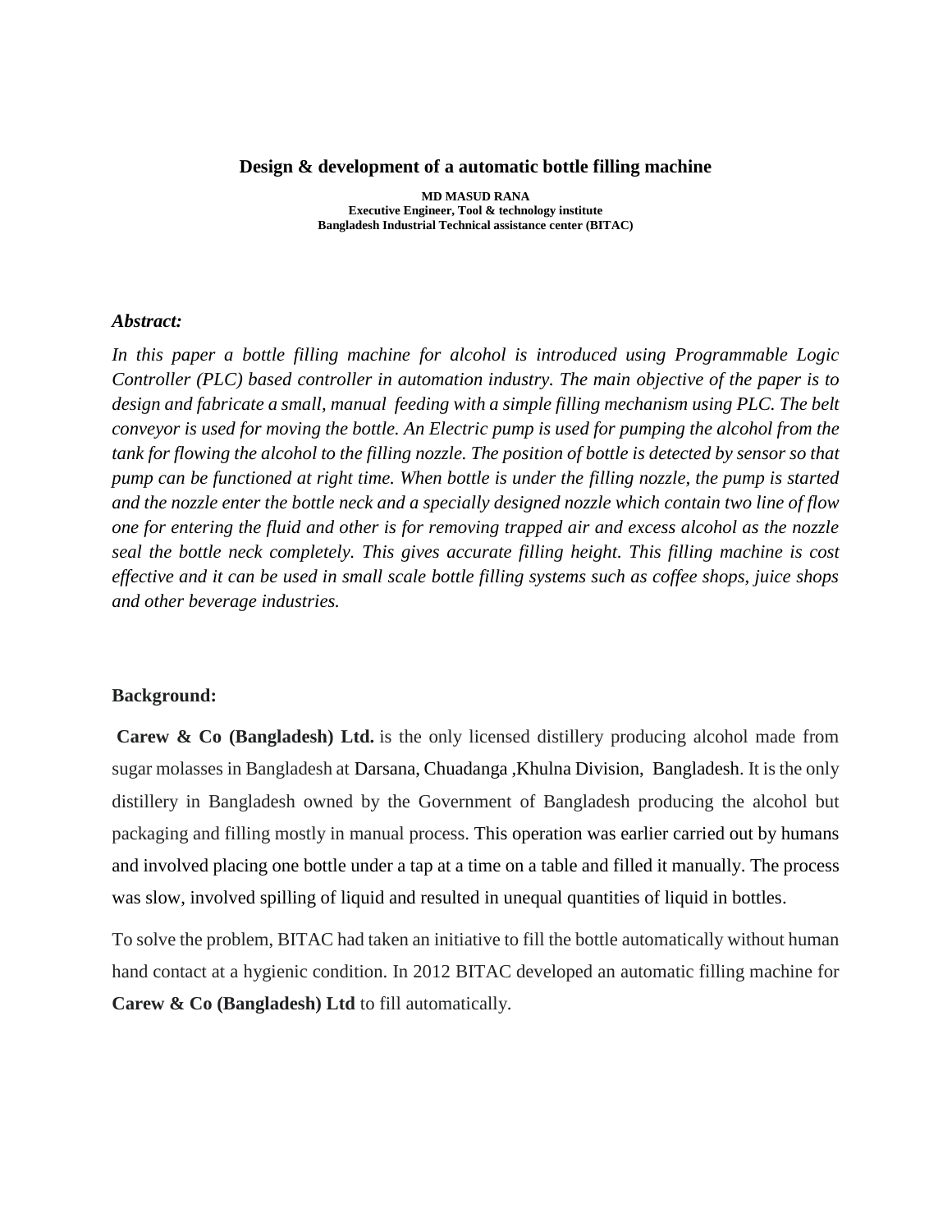# Design & development of a automatic bottle filling machine

**MD MASUD RANA**
**Executive Engineer, Tool & technology institute**
**Bangladesh Industrial Technical assistance center (BITAC)**

***Abstract:***

*In this paper a bottle filling machine for alcohol is introduced using Programmable Logic Controller (PLC) based controller in automation industry. The main objective of the paper is to design and fabricate a small, manual feeding with a simple filling mechanism using PLC. The belt conveyor is used for moving the bottle. An Electric pump is used for pumping the alcohol from the tank for flowing the alcohol to the filling nozzle. The position of bottle is detected by sensor so that pump can be functioned at right time. When bottle is under the filling nozzle, the pump is started and the nozzle enter the bottle neck and a specially designed nozzle which contain two line of flow one for entering the fluid and other is for removing trapped air and excess alcohol as the nozzle seal the bottle neck completely. This gives accurate filling height. This filling machine is cost effective and it can be used in small scale bottle filling systems such as coffee shops, juice shops and other beverage industries.*

## Background:

**Carew & Co (Bangladesh) Ltd.** is the only licensed distillery producing alcohol made from sugar molasses in Bangladesh at Darsana, Chuadanga ,Khulna Division, Bangladesh. It is the only distillery in Bangladesh owned by the Government of Bangladesh producing the alcohol but packaging and filling mostly in manual process. This operation was earlier carried out by humans and involved placing one bottle under a tap at a time on a table and filled it manually. The process was slow, involved spilling of liquid and resulted in unequal quantities of liquid in bottles.

To solve the problem, BITAC had taken an initiative to fill the bottle automatically without human hand contact at a hygienic condition. In 2012 BITAC developed an automatic filling machine for **Carew & Co (Bangladesh) Ltd** to fill automatically.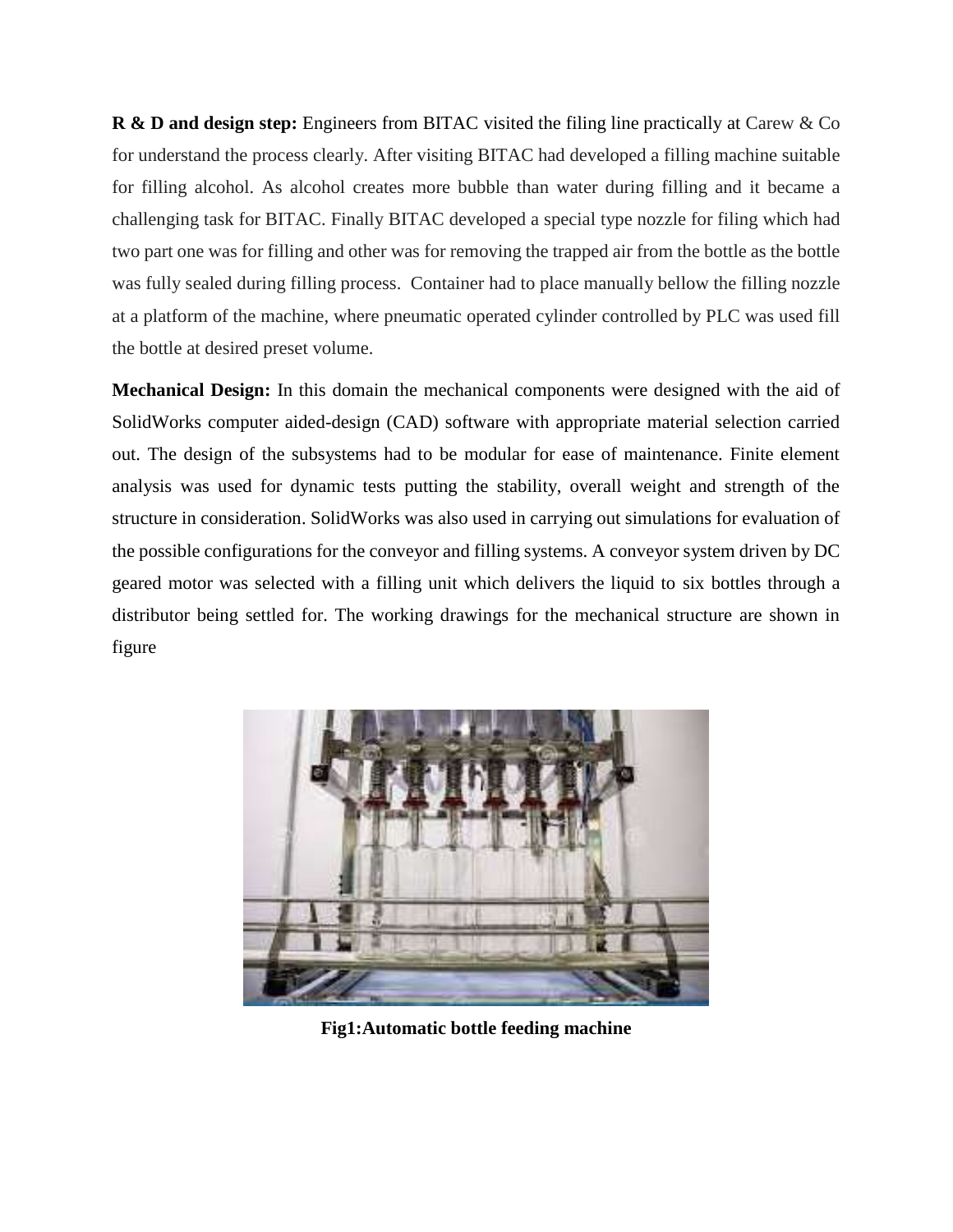**R & D and design step:** Engineers from BITAC visited the filing line practically at Carew & Co for understand the process clearly. After visiting BITAC had developed a filling machine suitable for filling alcohol. As alcohol creates more bubble than water during filling and it became a challenging task for BITAC. Finally BITAC developed a special type nozzle for filing which had two part one was for filling and other was for removing the trapped air from the bottle as the bottle was fully sealed during filling process. Container had to place manually bellow the filling nozzle at a platform of the machine, where pneumatic operated cylinder controlled by PLC was used fill the bottle at desired preset volume.

**Mechanical Design:** In this domain the mechanical components were designed with the aid of SolidWorks computer aided-design (CAD) software with appropriate material selection carried out. The design of the subsystems had to be modular for ease of maintenance. Finite element analysis was used for dynamic tests putting the stability, overall weight and strength of the structure in consideration. SolidWorks was also used in carrying out simulations for evaluation of the possible configurations for the conveyor and filling systems. A conveyor system driven by DC geared motor was selected with a filling unit which delivers the liquid to six bottles through a distributor being settled for. The working drawings for the mechanical structure are shown in figure

**Fig1:Automatic bottle feeding machine**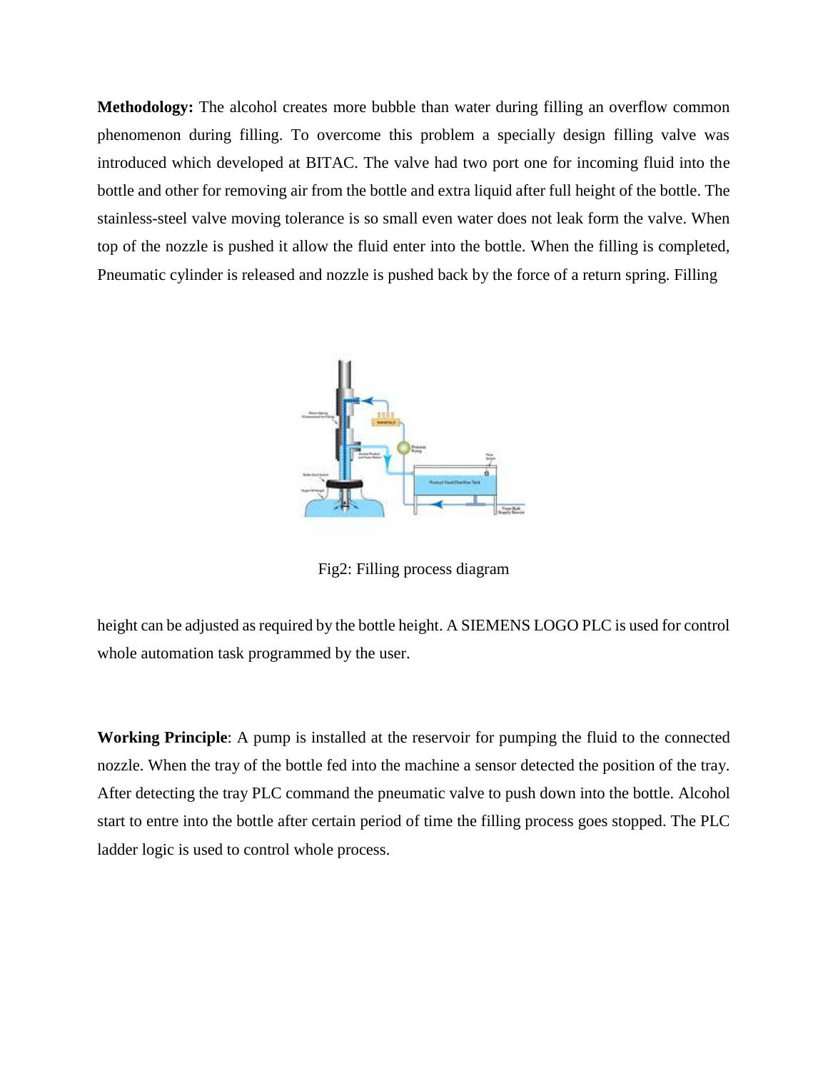**Methodology:** The alcohol creates more bubble than water during filling an overflow common phenomenon during filling. To overcome this problem a specially design filling valve was introduced which developed at BITAC. The valve had two port one for incoming fluid into the bottle and other for removing air from the bottle and extra liquid after full height of the bottle. The stainless-steel valve moving tolerance is so small even water does not leak form the valve. When top of the nozzle is pushed it allow the fluid enter into the bottle. When the filling is completed, Pneumatic cylinder is released and nozzle is pushed back by the force of a return spring. Filling height can be adjusted as required by the bottle height. A SIEMENS LOGO PLC is used for control whole automation task programmed by the user.

Fig2: Filling process diagram

**Working Principle**: A pump is installed at the reservoir for pumping the fluid to the connected nozzle. When the tray of the bottle fed into the machine a sensor detected the position of the tray. After detecting the tray PLC command the pneumatic valve to push down into the bottle. Alcohol start to entre into the bottle after certain period of time the filling process goes stopped. The PLC ladder logic is used to control whole process.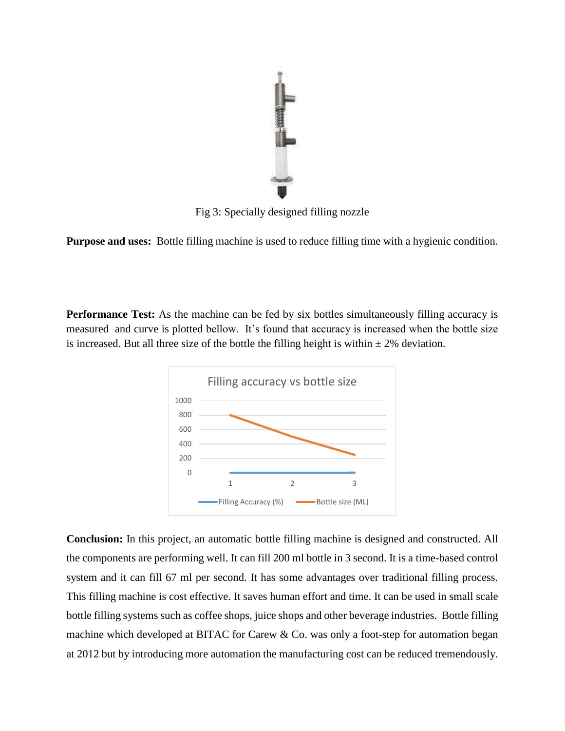Fig 3: Specially designed filling nozzle

**Purpose and uses:** Bottle filling machine is used to reduce filling time with a hygienic condition.

**Performance Test:** As the machine can be fed by six bottles simultaneously filling accuracy is measured and curve is plotted bellow. It's found that accuracy is increased when the bottle size is increased. But all three size of the bottle the filling height is within ± 2% deviation.

**Conclusion:** In this project, an automatic bottle filling machine is designed and constructed. All the components are performing well. It can fill 200 ml bottle in 3 second. It is a time-based control system and it can fill 67 ml per second. It has some advantages over traditional filling process. This filling machine is cost effective. It saves human effort and time. It can be used in small scale bottle filling systems such as coffee shops, juice shops and other beverage industries. Bottle filling machine which developed at BITAC for Carew & Co. was only a foot-step for automation began at 2012 but by introducing more automation the manufacturing cost can be reduced tremendously.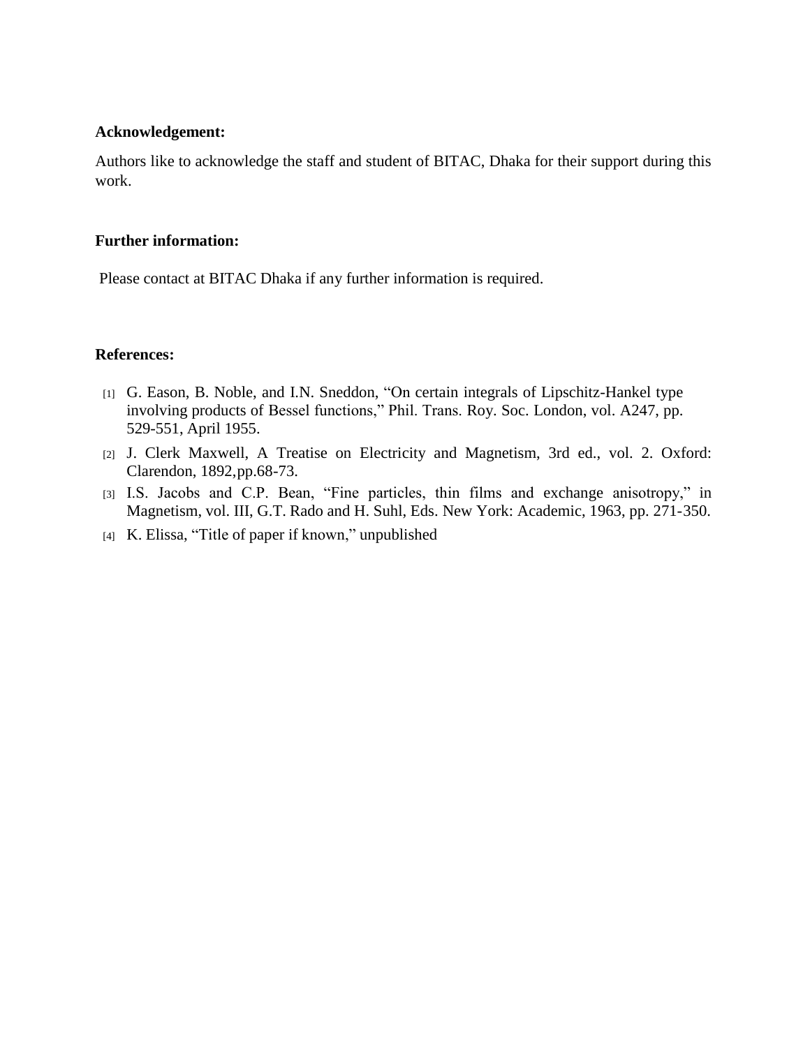**Acknowledgement:**

Authors like to acknowledge the staff and student of BITAC, Dhaka for their support during this work.

**Further information:**

Please contact at BITAC Dhaka if any further information is required.

**References:**

[1] G. Eason, B. Noble, and I.N. Sneddon, "On certain integrals of Lipschitz-Hankel type involving products of Bessel functions," Phil. Trans. Roy. Soc. London, vol. A247, pp. 529-551, April 1955.

[2] J. Clerk Maxwell, A Treatise on Electricity and Magnetism, 3rd ed., vol. 2. Oxford: Clarendon, 1892,pp.68-73.

[3] I.S. Jacobs and C.P. Bean, "Fine particles, thin films and exchange anisotropy," in Magnetism, vol. III, G.T. Rado and H. Suhl, Eds. New York: Academic, 1963, pp. 271-350.

[4] K. Elissa, "Title of paper if known," unpublished